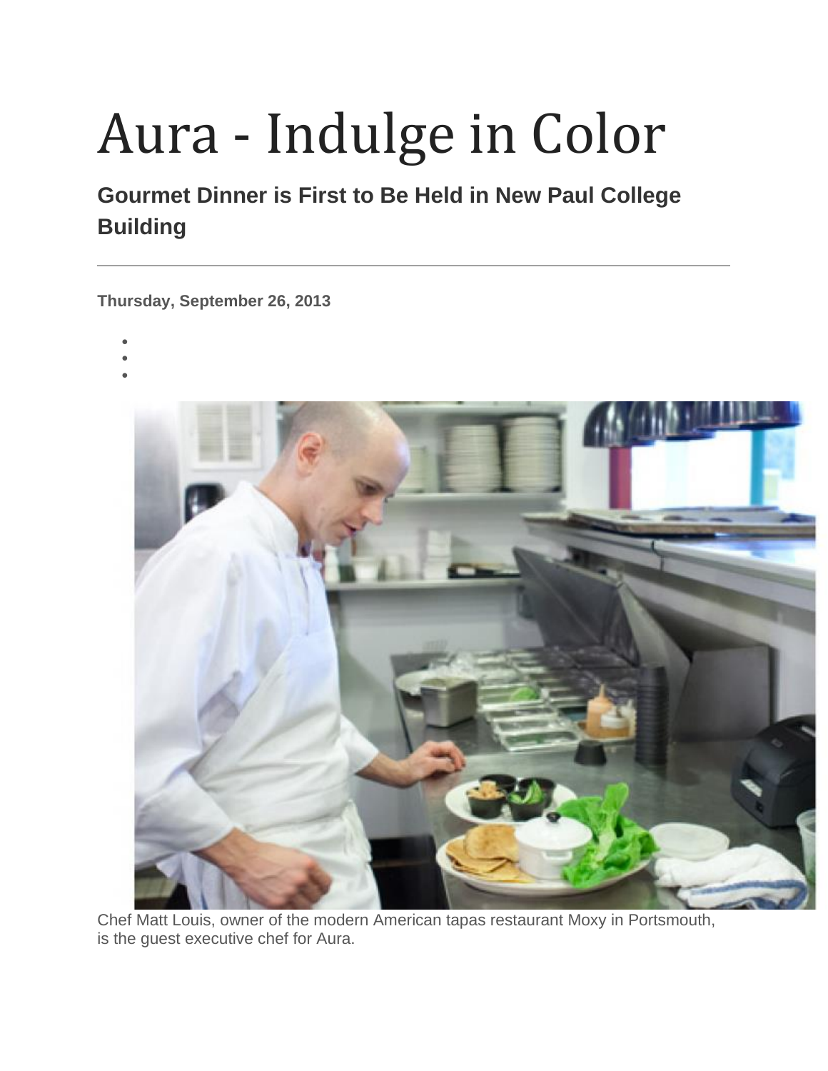# Aura - Indulge in Color

## Gourmet Dinner is First to Be Held in New Paul College Building

---

**Thursday, September 26, 2013**

Chef Matt Louis, owner of the modern American tapas restaurant Moxy in Portsmouth, is the guest executive chef for Aura.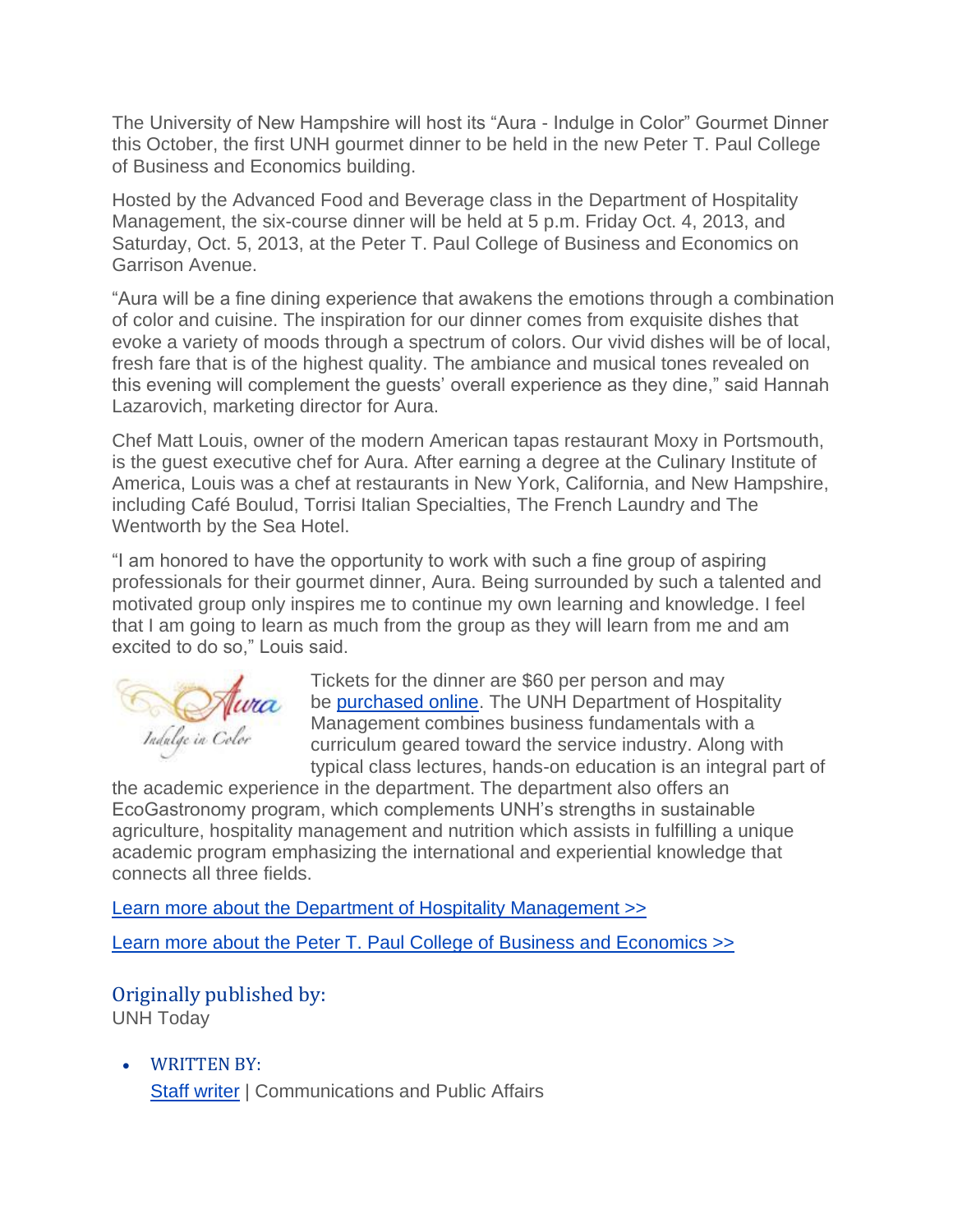The University of New Hampshire will host its "Aura - Indulge in Color" Gourmet Dinner this October, the first UNH gourmet dinner to be held in the new Peter T. Paul College of Business and Economics building.

Hosted by the Advanced Food and Beverage class in the Department of Hospitality Management, the six-course dinner will be held at 5 p.m. Friday Oct. 4, 2013, and Saturday, Oct. 5, 2013, at the Peter T. Paul College of Business and Economics on Garrison Avenue.

"Aura will be a fine dining experience that awakens the emotions through a combination of color and cuisine. The inspiration for our dinner comes from exquisite dishes that evoke a variety of moods through a spectrum of colors. Our vivid dishes will be of local, fresh fare that is of the highest quality. The ambiance and musical tones revealed on this evening will complement the guests' overall experience as they dine," said Hannah Lazarovich, marketing director for Aura.

Chef Matt Louis, owner of the modern American tapas restaurant Moxy in Portsmouth, is the guest executive chef for Aura. After earning a degree at the Culinary Institute of America, Louis was a chef at restaurants in New York, California, and New Hampshire, including Café Boulud, Torrisi Italian Specialties, The French Laundry and The Wentworth by the Sea Hotel.

"I am honored to have the opportunity to work with such a fine group of aspiring professionals for their gourmet dinner, Aura. Being surrounded by such a talented and motivated group only inspires me to continue my own learning and knowledge. I feel that I am going to learn as much from the group as they will learn from me and am excited to do so," Louis said.

Tickets for the dinner are $60 per person and may be [purchased online](). The UNH Department of Hospitality Management combines business fundamentals with a curriculum geared toward the service industry. Along with typical class lectures, hands-on education is an integral part of the academic experience in the department. The department also offers an EcoGastronomy program, which complements UNH's strengths in sustainable agriculture, hospitality management and nutrition which assists in fulfilling a unique academic program emphasizing the international and experiential knowledge that connects all three fields.

[Learn more about the Department of Hospitality Management >>]()

[Learn more about the Peter T. Paul College of Business and Economics >>]()

## Originally published by:

UNH Today

- WRITTEN BY:
  [Staff writer]() | Communications and Public Affairs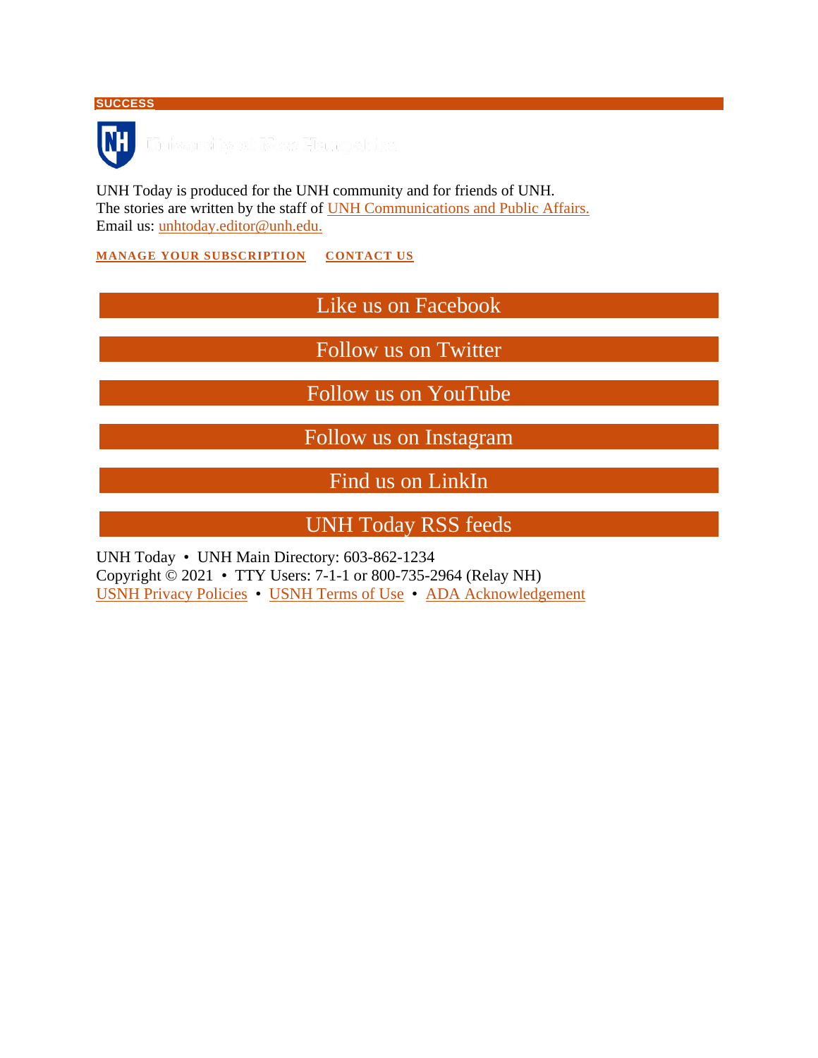SUCCESS

UNH Today is produced for the UNH community and for friends of UNH.
The stories are written by the staff of UNH Communications and Public Affairs.
Email us: unhtoday.editor@unh.edu.

MANAGE YOUR SUBSCRIPTION    CONTACT US

Like us on Facebook

Follow us on Twitter

Follow us on YouTube

Follow us on Instagram

Find us on LinkIn

UNH Today RSS feeds

UNH Today • UNH Main Directory: 603-862-1234
Copyright © 2021 • TTY Users: 7-1-1 or 800-735-2964 (Relay NH)
USNH Privacy Policies • USNH Terms of Use • ADA Acknowledgement